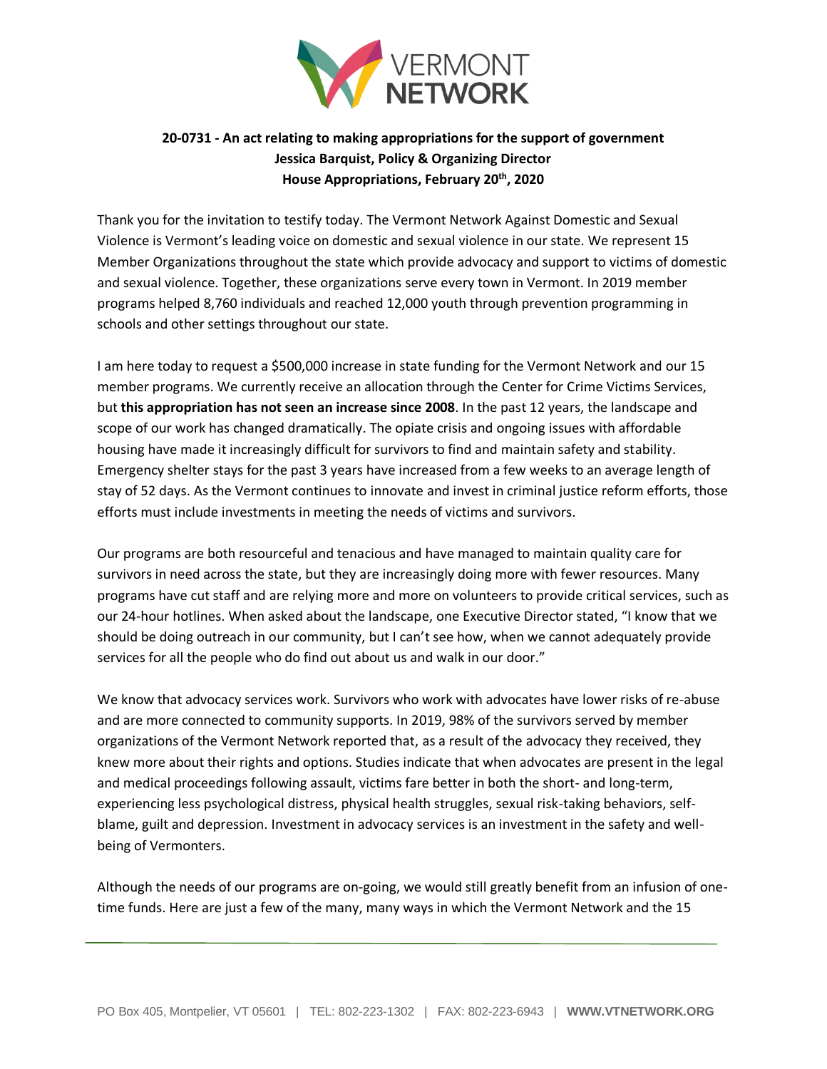**20-0731 - An act relating to making appropriations for the support of government**
**Jessica Barquist, Policy & Organizing Director**
**House Appropriations, February 20th, 2020**

Thank you for the invitation to testify today. The Vermont Network Against Domestic and Sexual Violence is Vermont's leading voice on domestic and sexual violence in our state. We represent 15 Member Organizations throughout the state which provide advocacy and support to victims of domestic and sexual violence. Together, these organizations serve every town in Vermont. In 2019 member programs helped 8,760 individuals and reached 12,000 youth through prevention programming in schools and other settings throughout our state.

I am here today to request a $500,000 increase in state funding for the Vermont Network and our 15 member programs. We currently receive an allocation through the Center for Crime Victims Services, but **this appropriation has not seen an increase since 2008**. In the past 12 years, the landscape and scope of our work has changed dramatically. The opiate crisis and ongoing issues with affordable housing have made it increasingly difficult for survivors to find and maintain safety and stability. Emergency shelter stays for the past 3 years have increased from a few weeks to an average length of stay of 52 days. As the Vermont continues to innovate and invest in criminal justice reform efforts, those efforts must include investments in meeting the needs of victims and survivors.

Our programs are both resourceful and tenacious and have managed to maintain quality care for survivors in need across the state, but they are increasingly doing more with fewer resources. Many programs have cut staff and are relying more and more on volunteers to provide critical services, such as our 24-hour hotlines. When asked about the landscape, one Executive Director stated, "I know that we should be doing outreach in our community, but I can't see how, when we cannot adequately provide services for all the people who do find out about us and walk in our door."

We know that advocacy services work. Survivors who work with advocates have lower risks of re-abuse and are more connected to community supports. In 2019, 98% of the survivors served by member organizations of the Vermont Network reported that, as a result of the advocacy they received, they knew more about their rights and options. Studies indicate that when advocates are present in the legal and medical proceedings following assault, victims fare better in both the short- and long-term, experiencing less psychological distress, physical health struggles, sexual risk-taking behaviors, self-blame, guilt and depression. Investment in advocacy services is an investment in the safety and well-being of Vermonters.

Although the needs of our programs are on-going, we would still greatly benefit from an infusion of one-time funds. Here are just a few of the many, many ways in which the Vermont Network and the 15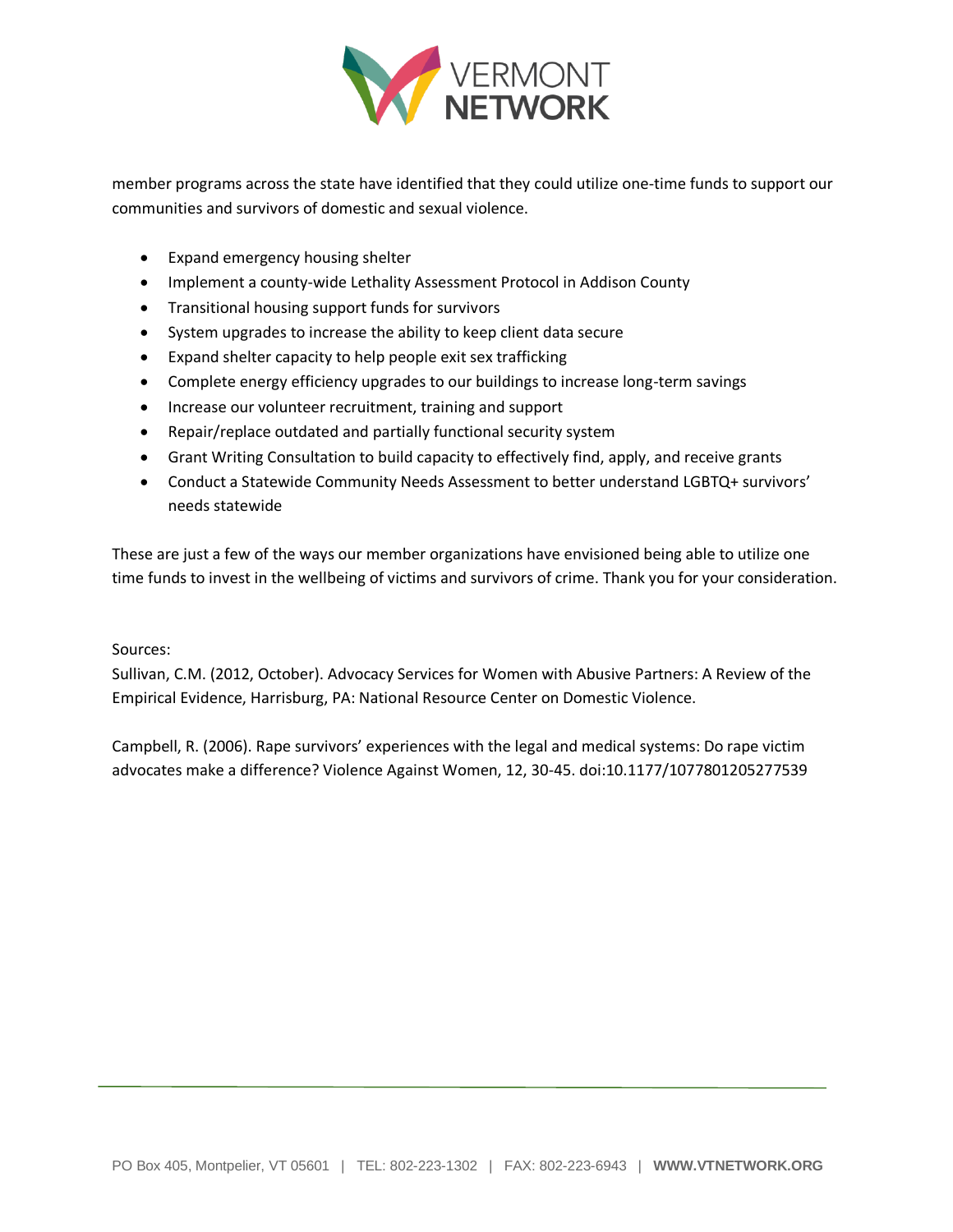member programs across the state have identified that they could utilize one-time funds to support our communities and survivors of domestic and sexual violence.

- Expand emergency housing shelter
- Implement a county-wide Lethality Assessment Protocol in Addison County
- Transitional housing support funds for survivors
- System upgrades to increase the ability to keep client data secure
- Expand shelter capacity to help people exit sex trafficking
- Complete energy efficiency upgrades to our buildings to increase long-term savings
- Increase our volunteer recruitment, training and support
- Repair/replace outdated and partially functional security system
- Grant Writing Consultation to build capacity to effectively find, apply, and receive grants
- Conduct a Statewide Community Needs Assessment to better understand LGBTQ+ survivors' needs statewide

These are just a few of the ways our member organizations have envisioned being able to utilize one time funds to invest in the wellbeing of victims and survivors of crime. Thank you for your consideration.

Sources:
Sullivan, C.M. (2012, October). Advocacy Services for Women with Abusive Partners: A Review of the Empirical Evidence, Harrisburg, PA: National Resource Center on Domestic Violence.

Campbell, R. (2006). Rape survivors' experiences with the legal and medical systems: Do rape victim advocates make a difference? Violence Against Women, 12, 30-45. doi:10.1177/1077801205277539